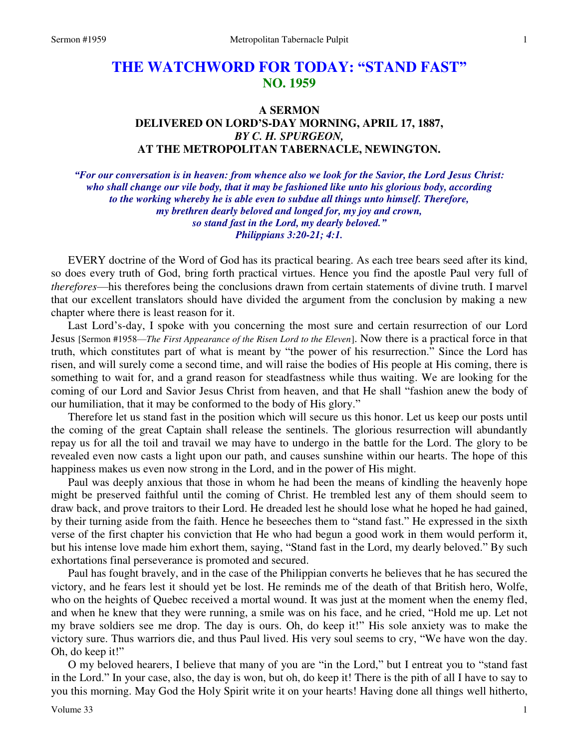# THE WATCHWORD FOR TODAY: "STAND FAST"
## NO. 1959

### A SERMON
### DELIVERED ON LORD'S-DAY MORNING, APRIL 17, 1887,
### *BY C. H. SPURGEON,*
### AT THE METROPOLITAN TABERNACLE, NEWINGTON.

***"For our conversation is in heaven: from whence also we look for the Savior, the Lord Jesus Christ: who shall change our vile body, that it may be fashioned like unto his glorious body, according to the working whereby he is able even to subdue all things unto himself. Therefore, my brethren dearly beloved and longed for, my joy and crown, so stand fast in the Lord, my dearly beloved." Philippians 3:20-21; 4:1.***

EVERY doctrine of the Word of God has its practical bearing. As each tree bears seed after its kind, so does every truth of God, bring forth practical virtues. Hence you find the apostle Paul very full of *therefores*—his therefores being the conclusions drawn from certain statements of divine truth. I marvel that our excellent translators should have divided the argument from the conclusion by making a new chapter where there is least reason for it.

Last Lord's-day, I spoke with you concerning the most sure and certain resurrection of our Lord Jesus [Sermon #1958—*The First Appearance of the Risen Lord to the Eleven*]. Now there is a practical force in that truth, which constitutes part of what is meant by "the power of his resurrection." Since the Lord has risen, and will surely come a second time, and will raise the bodies of His people at His coming, there is something to wait for, and a grand reason for steadfastness while thus waiting. We are looking for the coming of our Lord and Savior Jesus Christ from heaven, and that He shall "fashion anew the body of our humiliation, that it may be conformed to the body of His glory."

Therefore let us stand fast in the position which will secure us this honor. Let us keep our posts until the coming of the great Captain shall release the sentinels. The glorious resurrection will abundantly repay us for all the toil and travail we may have to undergo in the battle for the Lord. The glory to be revealed even now casts a light upon our path, and causes sunshine within our hearts. The hope of this happiness makes us even now strong in the Lord, and in the power of His might.

Paul was deeply anxious that those in whom he had been the means of kindling the heavenly hope might be preserved faithful until the coming of Christ. He trembled lest any of them should seem to draw back, and prove traitors to their Lord. He dreaded lest he should lose what he hoped he had gained, by their turning aside from the faith. Hence he beseeches them to "stand fast." He expressed in the sixth verse of the first chapter his conviction that He who had begun a good work in them would perform it, but his intense love made him exhort them, saying, "Stand fast in the Lord, my dearly beloved." By such exhortations final perseverance is promoted and secured.

Paul has fought bravely, and in the case of the Philippian converts he believes that he has secured the victory, and he fears lest it should yet be lost. He reminds me of the death of that British hero, Wolfe, who on the heights of Quebec received a mortal wound. It was just at the moment when the enemy fled, and when he knew that they were running, a smile was on his face, and he cried, "Hold me up. Let not my brave soldiers see me drop. The day is ours. Oh, do keep it!" His sole anxiety was to make the victory sure. Thus warriors die, and thus Paul lived. His very soul seems to cry, "We have won the day. Oh, do keep it!"

O my beloved hearers, I believe that many of you are "in the Lord," but I entreat you to "stand fast in the Lord." In your case, also, the day is won, but oh, do keep it! There is the pith of all I have to say to you this morning. May God the Holy Spirit write it on your hearts! Having done all things well hitherto,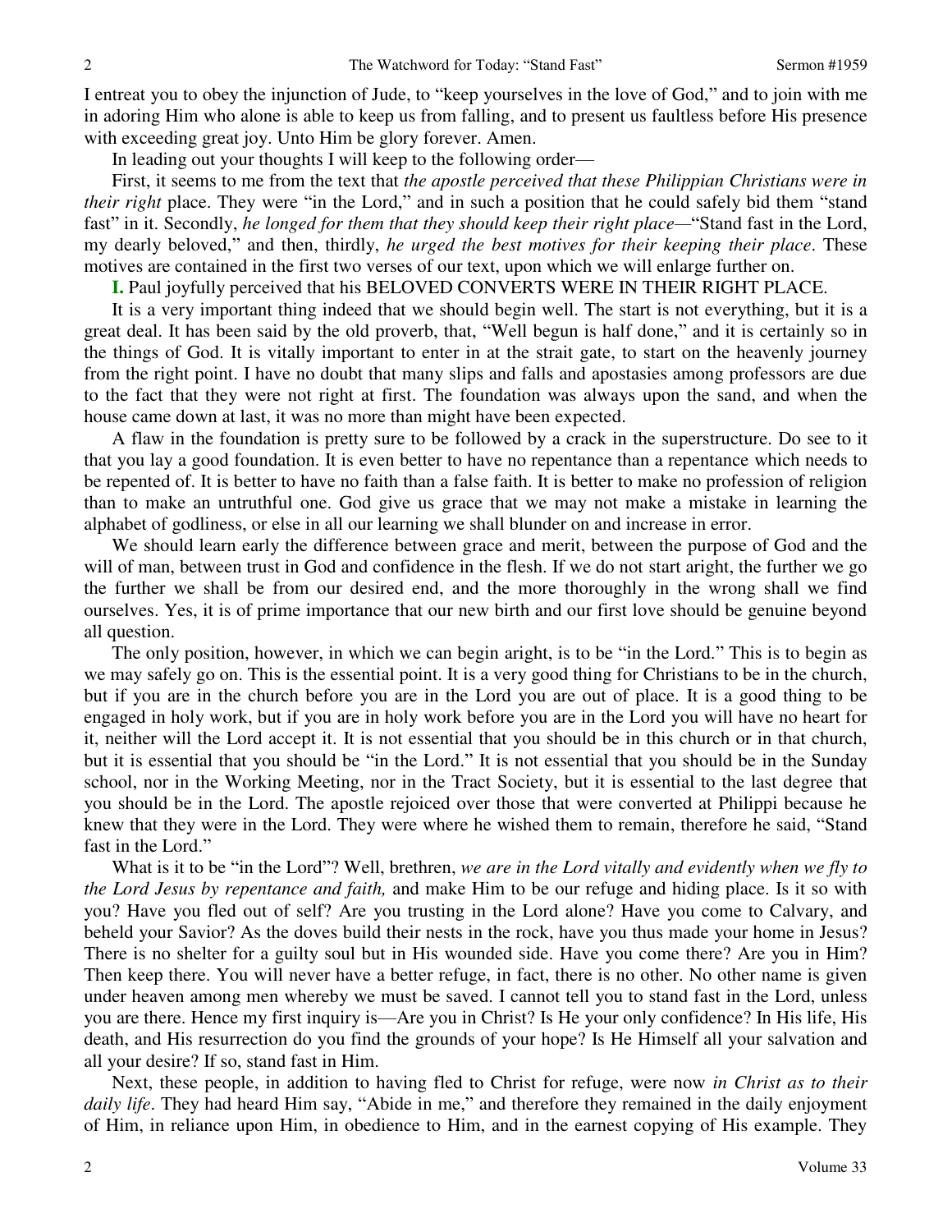I entreat you to obey the injunction of Jude, to "keep yourselves in the love of God," and to join with me in adoring Him who alone is able to keep us from falling, and to present us faultless before His presence with exceeding great joy. Unto Him be glory forever. Amen.

In leading out your thoughts I will keep to the following order—

First, it seems to me from the text that *the apostle perceived that these Philippian Christians were in their right* place. They were "in the Lord," and in such a position that he could safely bid them "stand fast" in it. Secondly, *he longed for them that they should keep their right place*—"Stand fast in the Lord, my dearly beloved," and then, thirdly, *he urged the best motives for their keeping their place*. These motives are contained in the first two verses of our text, upon which we will enlarge further on.

**I.** Paul joyfully perceived that his BELOVED CONVERTS WERE IN THEIR RIGHT PLACE.

It is a very important thing indeed that we should begin well. The start is not everything, but it is a great deal. It has been said by the old proverb, that, "Well begun is half done," and it is certainly so in the things of God. It is vitally important to enter in at the strait gate, to start on the heavenly journey from the right point. I have no doubt that many slips and falls and apostasies among professors are due to the fact that they were not right at first. The foundation was always upon the sand, and when the house came down at last, it was no more than might have been expected.

A flaw in the foundation is pretty sure to be followed by a crack in the superstructure. Do see to it that you lay a good foundation. It is even better to have no repentance than a repentance which needs to be repented of. It is better to have no faith than a false faith. It is better to make no profession of religion than to make an untruthful one. God give us grace that we may not make a mistake in learning the alphabet of godliness, or else in all our learning we shall blunder on and increase in error.

We should learn early the difference between grace and merit, between the purpose of God and the will of man, between trust in God and confidence in the flesh. If we do not start aright, the further we go the further we shall be from our desired end, and the more thoroughly in the wrong shall we find ourselves. Yes, it is of prime importance that our new birth and our first love should be genuine beyond all question.

The only position, however, in which we can begin aright, is to be "in the Lord." This is to begin as we may safely go on. This is the essential point. It is a very good thing for Christians to be in the church, but if you are in the church before you are in the Lord you are out of place. It is a good thing to be engaged in holy work, but if you are in holy work before you are in the Lord you will have no heart for it, neither will the Lord accept it. It is not essential that you should be in this church or in that church, but it is essential that you should be "in the Lord." It is not essential that you should be in the Sunday school, nor in the Working Meeting, nor in the Tract Society, but it is essential to the last degree that you should be in the Lord. The apostle rejoiced over those that were converted at Philippi because he knew that they were in the Lord. They were where he wished them to remain, therefore he said, "Stand fast in the Lord."

What is it to be "in the Lord"? Well, brethren, *we are in the Lord vitally and evidently when we fly to the Lord Jesus by repentance and faith,* and make Him to be our refuge and hiding place. Is it so with you? Have you fled out of self? Are you trusting in the Lord alone? Have you come to Calvary, and beheld your Savior? As the doves build their nests in the rock, have you thus made your home in Jesus? There is no shelter for a guilty soul but in His wounded side. Have you come there? Are you in Him? Then keep there. You will never have a better refuge, in fact, there is no other. No other name is given under heaven among men whereby we must be saved. I cannot tell you to stand fast in the Lord, unless you are there. Hence my first inquiry is—Are you in Christ? Is He your only confidence? In His life, His death, and His resurrection do you find the grounds of your hope? Is He Himself all your salvation and all your desire? If so, stand fast in Him.

Next, these people, in addition to having fled to Christ for refuge, were now *in Christ as to their daily life*. They had heard Him say, "Abide in me," and therefore they remained in the daily enjoyment of Him, in reliance upon Him, in obedience to Him, and in the earnest copying of His example. They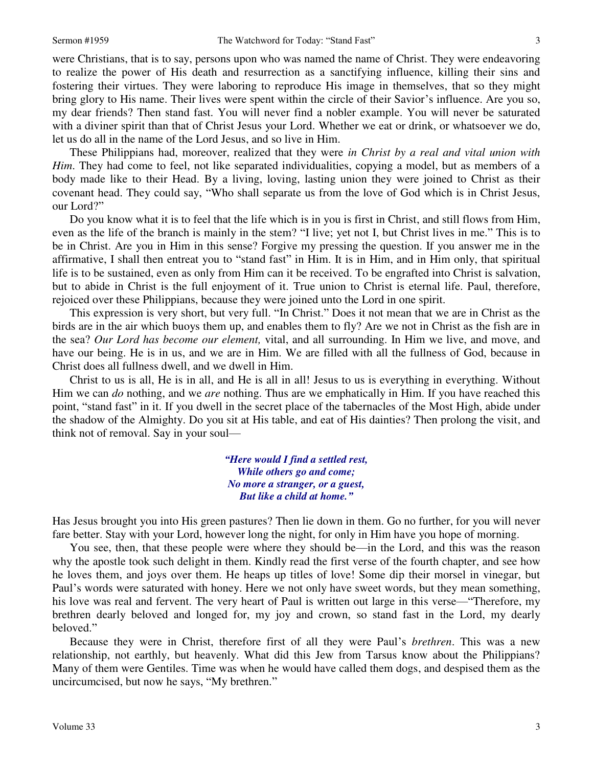were Christians, that is to say, persons upon who was named the name of Christ. They were endeavoring to realize the power of His death and resurrection as a sanctifying influence, killing their sins and fostering their virtues. They were laboring to reproduce His image in themselves, that so they might bring glory to His name. Their lives were spent within the circle of their Savior's influence. Are you so, my dear friends? Then stand fast. You will never find a nobler example. You will never be saturated with a diviner spirit than that of Christ Jesus your Lord. Whether we eat or drink, or whatsoever we do, let us do all in the name of the Lord Jesus, and so live in Him.

These Philippians had, moreover, realized that they were *in Christ by a real and vital union with Him*. They had come to feel, not like separated individualities, copying a model, but as members of a body made like to their Head. By a living, loving, lasting union they were joined to Christ as their covenant head. They could say, "Who shall separate us from the love of God which is in Christ Jesus, our Lord?"

Do you know what it is to feel that the life which is in you is first in Christ, and still flows from Him, even as the life of the branch is mainly in the stem? "I live; yet not I, but Christ lives in me." This is to be in Christ. Are you in Him in this sense? Forgive my pressing the question. If you answer me in the affirmative, I shall then entreat you to "stand fast" in Him. It is in Him, and in Him only, that spiritual life is to be sustained, even as only from Him can it be received. To be engrafted into Christ is salvation, but to abide in Christ is the full enjoyment of it. True union to Christ is eternal life. Paul, therefore, rejoiced over these Philippians, because they were joined unto the Lord in one spirit.

This expression is very short, but very full. "In Christ." Does it not mean that we are in Christ as the birds are in the air which buoys them up, and enables them to fly? Are we not in Christ as the fish are in the sea? *Our Lord has become our element,* vital, and all surrounding. In Him we live, and move, and have our being. He is in us, and we are in Him. We are filled with all the fullness of God, because in Christ does all fullness dwell, and we dwell in Him.

Christ to us is all, He is in all, and He is all in all! Jesus to us is everything in everything. Without Him we can *do* nothing, and we *are* nothing. Thus are we emphatically in Him. If you have reached this point, "stand fast" in it. If you dwell in the secret place of the tabernacles of the Most High, abide under the shadow of the Almighty. Do you sit at His table, and eat of His dainties? Then prolong the visit, and think not of removal. Say in your soul—

> ***"Here would I find a settled rest,***
> ***While others go and come;***
> ***No more a stranger, or a guest,***
> ***But like a child at home."***

Has Jesus brought you into His green pastures? Then lie down in them. Go no further, for you will never fare better. Stay with your Lord, however long the night, for only in Him have you hope of morning.

You see, then, that these people were where they should be—in the Lord, and this was the reason why the apostle took such delight in them. Kindly read the first verse of the fourth chapter, and see how he loves them, and joys over them. He heaps up titles of love! Some dip their morsel in vinegar, but Paul's words were saturated with honey. Here we not only have sweet words, but they mean something, his love was real and fervent. The very heart of Paul is written out large in this verse—"Therefore, my brethren dearly beloved and longed for, my joy and crown, so stand fast in the Lord, my dearly beloved."

Because they were in Christ, therefore first of all they were Paul's *brethren*. This was a new relationship, not earthly, but heavenly. What did this Jew from Tarsus know about the Philippians? Many of them were Gentiles. Time was when he would have called them dogs, and despised them as the uncircumcised, but now he says, "My brethren."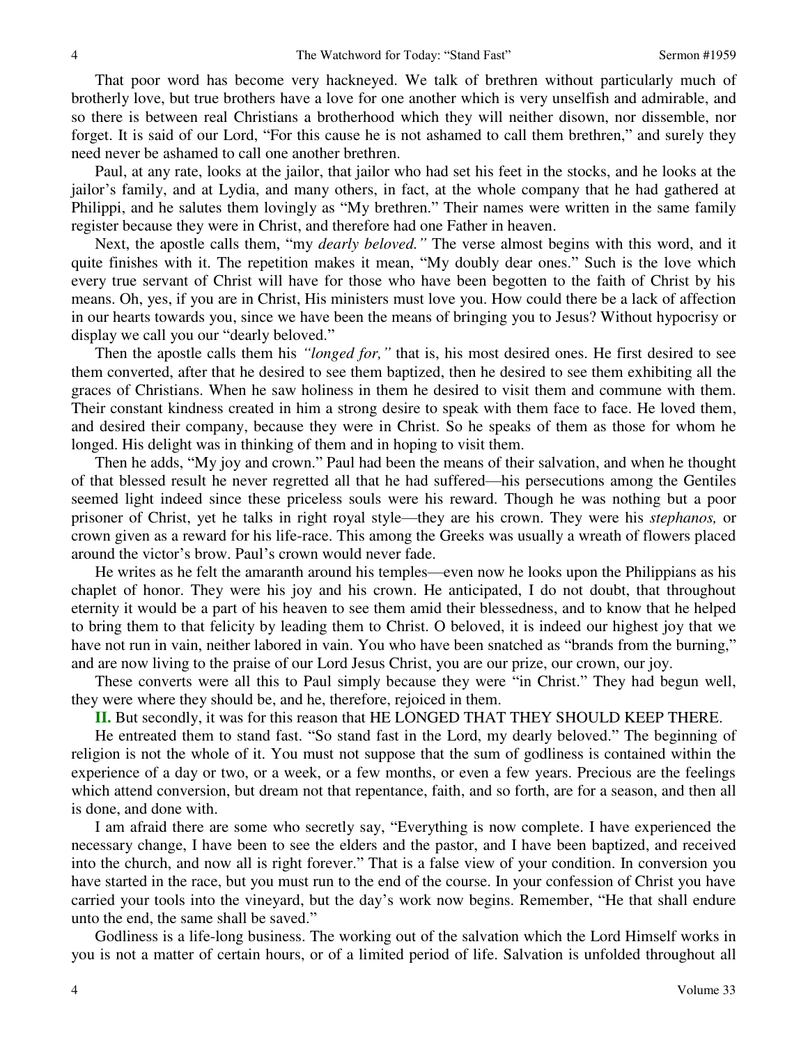That poor word has become very hackneyed. We talk of brethren without particularly much of brotherly love, but true brothers have a love for one another which is very unselfish and admirable, and so there is between real Christians a brotherhood which they will neither disown, nor dissemble, nor forget. It is said of our Lord, "For this cause he is not ashamed to call them brethren," and surely they need never be ashamed to call one another brethren.

Paul, at any rate, looks at the jailor, that jailor who had set his feet in the stocks, and he looks at the jailor's family, and at Lydia, and many others, in fact, at the whole company that he had gathered at Philippi, and he salutes them lovingly as "My brethren." Their names were written in the same family register because they were in Christ, and therefore had one Father in heaven.

Next, the apostle calls them, "my *dearly beloved."* The verse almost begins with this word, and it quite finishes with it. The repetition makes it mean, "My doubly dear ones." Such is the love which every true servant of Christ will have for those who have been begotten to the faith of Christ by his means. Oh, yes, if you are in Christ, His ministers must love you. How could there be a lack of affection in our hearts towards you, since we have been the means of bringing you to Jesus? Without hypocrisy or display we call you our "dearly beloved."

Then the apostle calls them his *"longed for,"* that is, his most desired ones. He first desired to see them converted, after that he desired to see them baptized, then he desired to see them exhibiting all the graces of Christians. When he saw holiness in them he desired to visit them and commune with them. Their constant kindness created in him a strong desire to speak with them face to face. He loved them, and desired their company, because they were in Christ. So he speaks of them as those for whom he longed. His delight was in thinking of them and in hoping to visit them.

Then he adds, "My joy and crown." Paul had been the means of their salvation, and when he thought of that blessed result he never regretted all that he had suffered—his persecutions among the Gentiles seemed light indeed since these priceless souls were his reward. Though he was nothing but a poor prisoner of Christ, yet he talks in right royal style—they are his crown. They were his *stephanos,* or crown given as a reward for his life-race. This among the Greeks was usually a wreath of flowers placed around the victor's brow. Paul's crown would never fade.

He writes as he felt the amaranth around his temples—even now he looks upon the Philippians as his chaplet of honor. They were his joy and his crown. He anticipated, I do not doubt, that throughout eternity it would be a part of his heaven to see them amid their blessedness, and to know that he helped to bring them to that felicity by leading them to Christ. O beloved, it is indeed our highest joy that we have not run in vain, neither labored in vain. You who have been snatched as "brands from the burning," and are now living to the praise of our Lord Jesus Christ, you are our prize, our crown, our joy.

These converts were all this to Paul simply because they were "in Christ." They had begun well, they were where they should be, and he, therefore, rejoiced in them.

**II.** But secondly, it was for this reason that HE LONGED THAT THEY SHOULD KEEP THERE.

He entreated them to stand fast. "So stand fast in the Lord, my dearly beloved." The beginning of religion is not the whole of it. You must not suppose that the sum of godliness is contained within the experience of a day or two, or a week, or a few months, or even a few years. Precious are the feelings which attend conversion, but dream not that repentance, faith, and so forth, are for a season, and then all is done, and done with.

I am afraid there are some who secretly say, "Everything is now complete. I have experienced the necessary change, I have been to see the elders and the pastor, and I have been baptized, and received into the church, and now all is right forever." That is a false view of your condition. In conversion you have started in the race, but you must run to the end of the course. In your confession of Christ you have carried your tools into the vineyard, but the day's work now begins. Remember, "He that shall endure unto the end, the same shall be saved."

Godliness is a life-long business. The working out of the salvation which the Lord Himself works in you is not a matter of certain hours, or of a limited period of life. Salvation is unfolded throughout all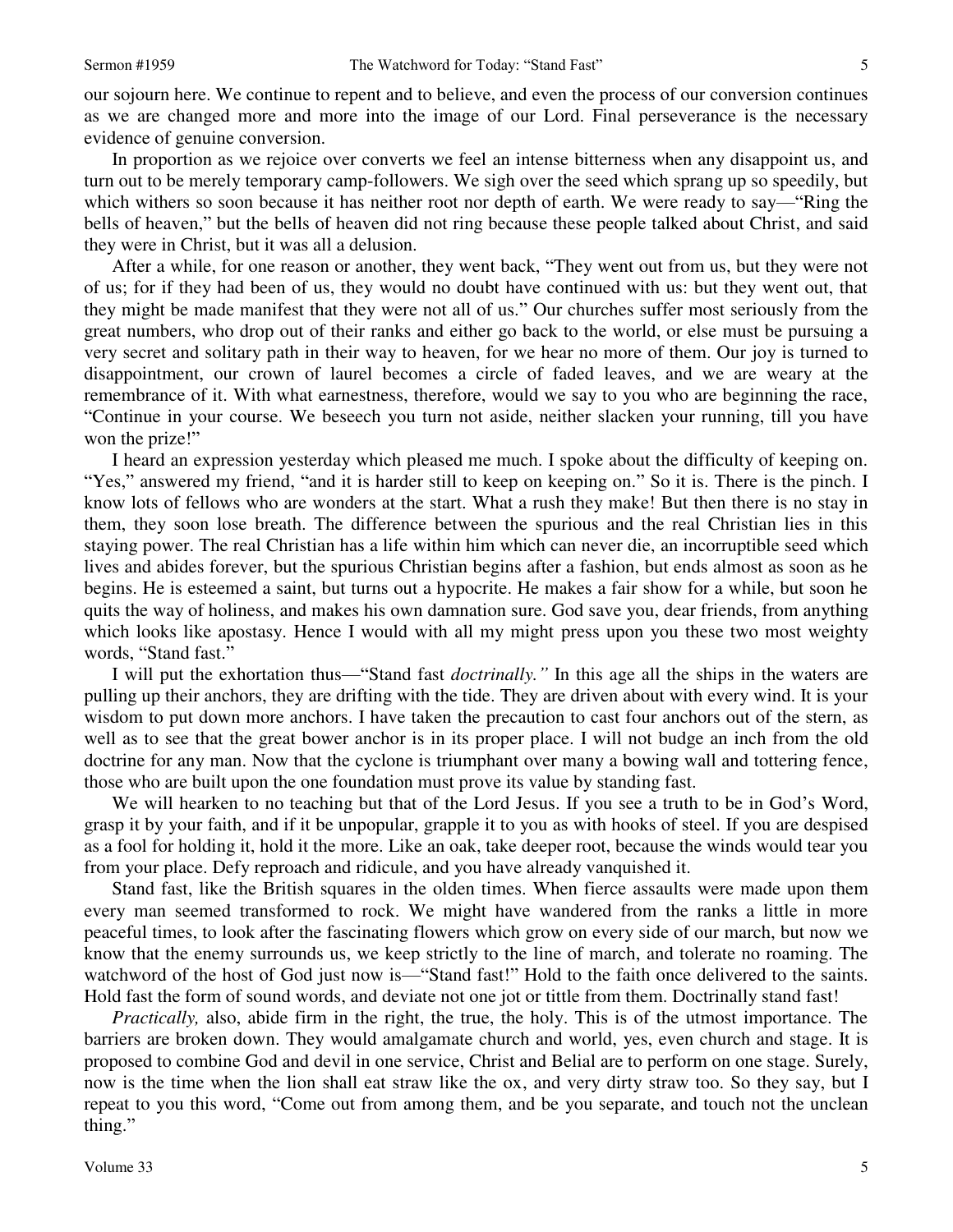our sojourn here. We continue to repent and to believe, and even the process of our conversion continues as we are changed more and more into the image of our Lord. Final perseverance is the necessary evidence of genuine conversion.

In proportion as we rejoice over converts we feel an intense bitterness when any disappoint us, and turn out to be merely temporary camp-followers. We sigh over the seed which sprang up so speedily, but which withers so soon because it has neither root nor depth of earth. We were ready to say—"Ring the bells of heaven," but the bells of heaven did not ring because these people talked about Christ, and said they were in Christ, but it was all a delusion.

After a while, for one reason or another, they went back, "They went out from us, but they were not of us; for if they had been of us, they would no doubt have continued with us: but they went out, that they might be made manifest that they were not all of us." Our churches suffer most seriously from the great numbers, who drop out of their ranks and either go back to the world, or else must be pursuing a very secret and solitary path in their way to heaven, for we hear no more of them. Our joy is turned to disappointment, our crown of laurel becomes a circle of faded leaves, and we are weary at the remembrance of it. With what earnestness, therefore, would we say to you who are beginning the race, "Continue in your course. We beseech you turn not aside, neither slacken your running, till you have won the prize!"

I heard an expression yesterday which pleased me much. I spoke about the difficulty of keeping on. "Yes," answered my friend, "and it is harder still to keep on keeping on." So it is. There is the pinch. I know lots of fellows who are wonders at the start. What a rush they make! But then there is no stay in them, they soon lose breath. The difference between the spurious and the real Christian lies in this staying power. The real Christian has a life within him which can never die, an incorruptible seed which lives and abides forever, but the spurious Christian begins after a fashion, but ends almost as soon as he begins. He is esteemed a saint, but turns out a hypocrite. He makes a fair show for a while, but soon he quits the way of holiness, and makes his own damnation sure. God save you, dear friends, from anything which looks like apostasy. Hence I would with all my might press upon you these two most weighty words, "Stand fast."

I will put the exhortation thus—"Stand fast *doctrinally."* In this age all the ships in the waters are pulling up their anchors, they are drifting with the tide. They are driven about with every wind. It is your wisdom to put down more anchors. I have taken the precaution to cast four anchors out of the stern, as well as to see that the great bower anchor is in its proper place. I will not budge an inch from the old doctrine for any man. Now that the cyclone is triumphant over many a bowing wall and tottering fence, those who are built upon the one foundation must prove its value by standing fast.

We will hearken to no teaching but that of the Lord Jesus. If you see a truth to be in God's Word, grasp it by your faith, and if it be unpopular, grapple it to you as with hooks of steel. If you are despised as a fool for holding it, hold it the more. Like an oak, take deeper root, because the winds would tear you from your place. Defy reproach and ridicule, and you have already vanquished it.

Stand fast, like the British squares in the olden times. When fierce assaults were made upon them every man seemed transformed to rock. We might have wandered from the ranks a little in more peaceful times, to look after the fascinating flowers which grow on every side of our march, but now we know that the enemy surrounds us, we keep strictly to the line of march, and tolerate no roaming. The watchword of the host of God just now is—"Stand fast!" Hold to the faith once delivered to the saints. Hold fast the form of sound words, and deviate not one jot or tittle from them. Doctrinally stand fast!

*Practically,* also, abide firm in the right, the true, the holy. This is of the utmost importance. The barriers are broken down. They would amalgamate church and world, yes, even church and stage. It is proposed to combine God and devil in one service, Christ and Belial are to perform on one stage. Surely, now is the time when the lion shall eat straw like the ox, and very dirty straw too. So they say, but I repeat to you this word, "Come out from among them, and be you separate, and touch not the unclean thing."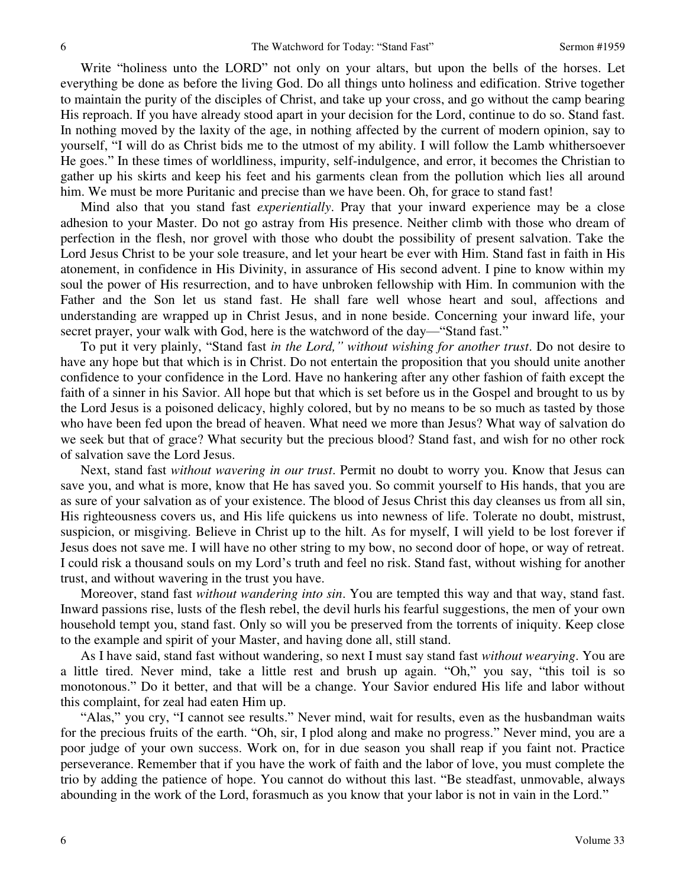Write "holiness unto the LORD" not only on your altars, but upon the bells of the horses. Let everything be done as before the living God. Do all things unto holiness and edification. Strive together to maintain the purity of the disciples of Christ, and take up your cross, and go without the camp bearing His reproach. If you have already stood apart in your decision for the Lord, continue to do so. Stand fast. In nothing moved by the laxity of the age, in nothing affected by the current of modern opinion, say to yourself, "I will do as Christ bids me to the utmost of my ability. I will follow the Lamb whithersoever He goes." In these times of worldliness, impurity, self-indulgence, and error, it becomes the Christian to gather up his skirts and keep his feet and his garments clean from the pollution which lies all around him. We must be more Puritanic and precise than we have been. Oh, for grace to stand fast!

Mind also that you stand fast *experientially*. Pray that your inward experience may be a close adhesion to your Master. Do not go astray from His presence. Neither climb with those who dream of perfection in the flesh, nor grovel with those who doubt the possibility of present salvation. Take the Lord Jesus Christ to be your sole treasure, and let your heart be ever with Him. Stand fast in faith in His atonement, in confidence in His Divinity, in assurance of His second advent. I pine to know within my soul the power of His resurrection, and to have unbroken fellowship with Him. In communion with the Father and the Son let us stand fast. He shall fare well whose heart and soul, affections and understanding are wrapped up in Christ Jesus, and in none beside. Concerning your inward life, your secret prayer, your walk with God, here is the watchword of the day—"Stand fast."

To put it very plainly, "Stand fast *in the Lord," without wishing for another trust*. Do not desire to have any hope but that which is in Christ. Do not entertain the proposition that you should unite another confidence to your confidence in the Lord. Have no hankering after any other fashion of faith except the faith of a sinner in his Savior. All hope but that which is set before us in the Gospel and brought to us by the Lord Jesus is a poisoned delicacy, highly colored, but by no means to be so much as tasted by those who have been fed upon the bread of heaven. What need we more than Jesus? What way of salvation do we seek but that of grace? What security but the precious blood? Stand fast, and wish for no other rock of salvation save the Lord Jesus.

Next, stand fast *without wavering in our trust*. Permit no doubt to worry you. Know that Jesus can save you, and what is more, know that He has saved you. So commit yourself to His hands, that you are as sure of your salvation as of your existence. The blood of Jesus Christ this day cleanses us from all sin, His righteousness covers us, and His life quickens us into newness of life. Tolerate no doubt, mistrust, suspicion, or misgiving. Believe in Christ up to the hilt. As for myself, I will yield to be lost forever if Jesus does not save me. I will have no other string to my bow, no second door of hope, or way of retreat. I could risk a thousand souls on my Lord's truth and feel no risk. Stand fast, without wishing for another trust, and without wavering in the trust you have.

Moreover, stand fast *without wandering into sin*. You are tempted this way and that way, stand fast. Inward passions rise, lusts of the flesh rebel, the devil hurls his fearful suggestions, the men of your own household tempt you, stand fast. Only so will you be preserved from the torrents of iniquity. Keep close to the example and spirit of your Master, and having done all, still stand.

As I have said, stand fast without wandering, so next I must say stand fast *without wearying*. You are a little tired. Never mind, take a little rest and brush up again. "Oh," you say, "this toil is so monotonous." Do it better, and that will be a change. Your Savior endured His life and labor without this complaint, for zeal had eaten Him up.

"Alas," you cry, "I cannot see results." Never mind, wait for results, even as the husbandman waits for the precious fruits of the earth. "Oh, sir, I plod along and make no progress." Never mind, you are a poor judge of your own success. Work on, for in due season you shall reap if you faint not. Practice perseverance. Remember that if you have the work of faith and the labor of love, you must complete the trio by adding the patience of hope. You cannot do without this last. "Be steadfast, unmovable, always abounding in the work of the Lord, forasmuch as you know that your labor is not in vain in the Lord."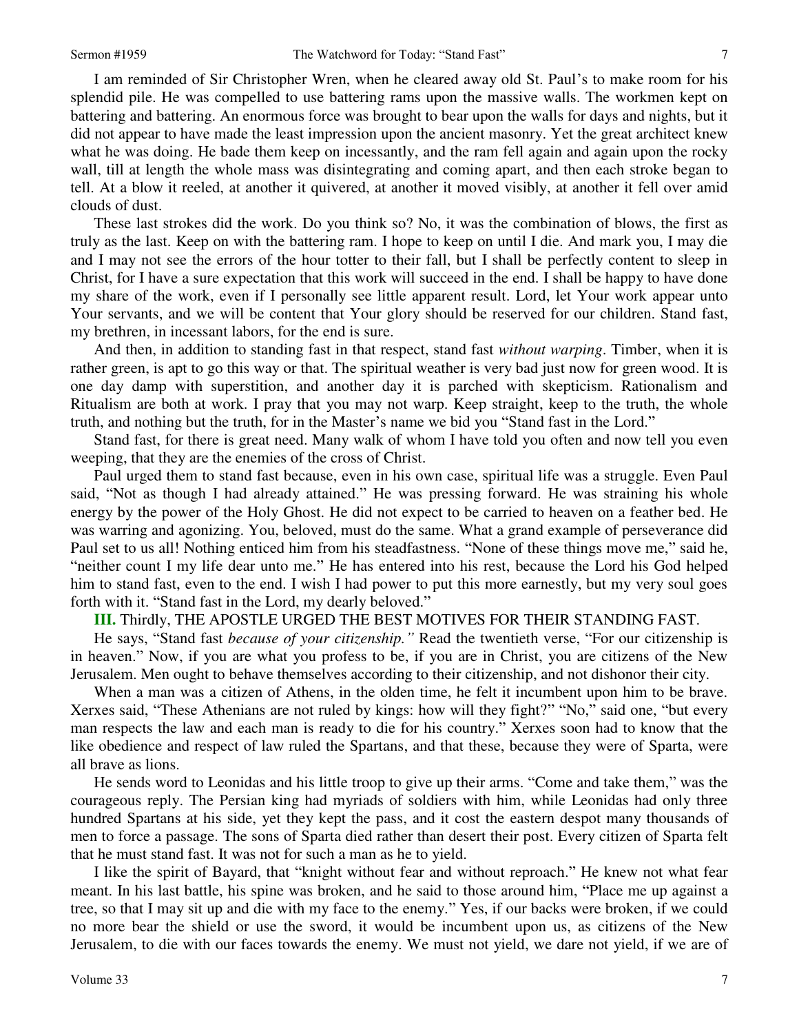I am reminded of Sir Christopher Wren, when he cleared away old St. Paul's to make room for his splendid pile. He was compelled to use battering rams upon the massive walls. The workmen kept on battering and battering. An enormous force was brought to bear upon the walls for days and nights, but it did not appear to have made the least impression upon the ancient masonry. Yet the great architect knew what he was doing. He bade them keep on incessantly, and the ram fell again and again upon the rocky wall, till at length the whole mass was disintegrating and coming apart, and then each stroke began to tell. At a blow it reeled, at another it quivered, at another it moved visibly, at another it fell over amid clouds of dust.

These last strokes did the work. Do you think so? No, it was the combination of blows, the first as truly as the last. Keep on with the battering ram. I hope to keep on until I die. And mark you, I may die and I may not see the errors of the hour totter to their fall, but I shall be perfectly content to sleep in Christ, for I have a sure expectation that this work will succeed in the end. I shall be happy to have done my share of the work, even if I personally see little apparent result. Lord, let Your work appear unto Your servants, and we will be content that Your glory should be reserved for our children. Stand fast, my brethren, in incessant labors, for the end is sure.

And then, in addition to standing fast in that respect, stand fast *without warping*. Timber, when it is rather green, is apt to go this way or that. The spiritual weather is very bad just now for green wood. It is one day damp with superstition, and another day it is parched with skepticism. Rationalism and Ritualism are both at work. I pray that you may not warp. Keep straight, keep to the truth, the whole truth, and nothing but the truth, for in the Master's name we bid you "Stand fast in the Lord."

Stand fast, for there is great need. Many walk of whom I have told you often and now tell you even weeping, that they are the enemies of the cross of Christ.

Paul urged them to stand fast because, even in his own case, spiritual life was a struggle. Even Paul said, "Not as though I had already attained." He was pressing forward. He was straining his whole energy by the power of the Holy Ghost. He did not expect to be carried to heaven on a feather bed. He was warring and agonizing. You, beloved, must do the same. What a grand example of perseverance did Paul set to us all! Nothing enticed him from his steadfastness. "None of these things move me," said he, "neither count I my life dear unto me." He has entered into his rest, because the Lord his God helped him to stand fast, even to the end. I wish I had power to put this more earnestly, but my very soul goes forth with it. "Stand fast in the Lord, my dearly beloved."

**III.** Thirdly, THE APOSTLE URGED THE BEST MOTIVES FOR THEIR STANDING FAST.

He says, "Stand fast *because of your citizenship."* Read the twentieth verse, "For our citizenship is in heaven." Now, if you are what you profess to be, if you are in Christ, you are citizens of the New Jerusalem. Men ought to behave themselves according to their citizenship, and not dishonor their city.

When a man was a citizen of Athens, in the olden time, he felt it incumbent upon him to be brave. Xerxes said, "These Athenians are not ruled by kings: how will they fight?" "No," said one, "but every man respects the law and each man is ready to die for his country." Xerxes soon had to know that the like obedience and respect of law ruled the Spartans, and that these, because they were of Sparta, were all brave as lions.

He sends word to Leonidas and his little troop to give up their arms. "Come and take them," was the courageous reply. The Persian king had myriads of soldiers with him, while Leonidas had only three hundred Spartans at his side, yet they kept the pass, and it cost the eastern despot many thousands of men to force a passage. The sons of Sparta died rather than desert their post. Every citizen of Sparta felt that he must stand fast. It was not for such a man as he to yield.

I like the spirit of Bayard, that "knight without fear and without reproach." He knew not what fear meant. In his last battle, his spine was broken, and he said to those around him, "Place me up against a tree, so that I may sit up and die with my face to the enemy." Yes, if our backs were broken, if we could no more bear the shield or use the sword, it would be incumbent upon us, as citizens of the New Jerusalem, to die with our faces towards the enemy. We must not yield, we dare not yield, if we are of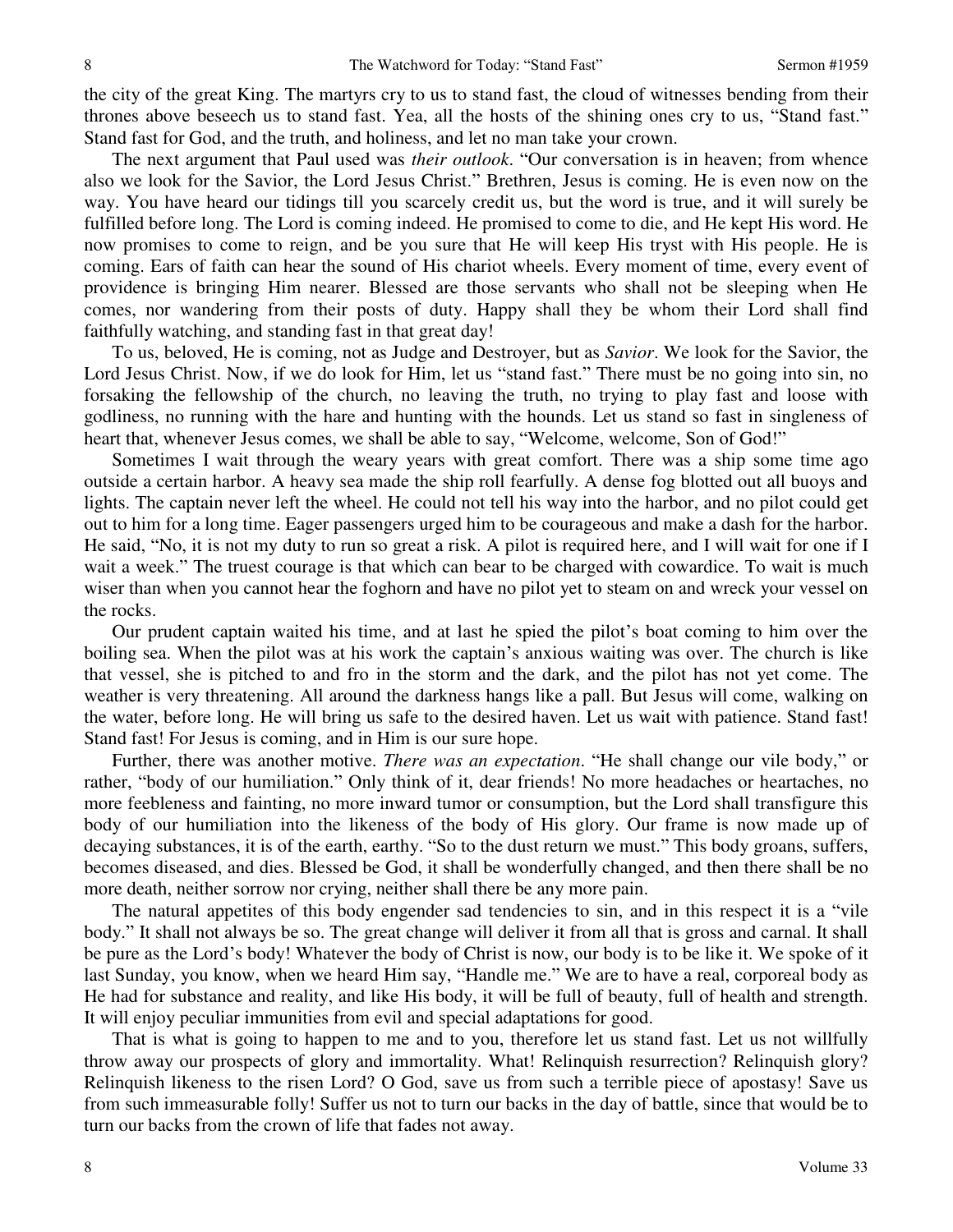the city of the great King. The martyrs cry to us to stand fast, the cloud of witnesses bending from their thrones above beseech us to stand fast. Yea, all the hosts of the shining ones cry to us, "Stand fast." Stand fast for God, and the truth, and holiness, and let no man take your crown.

The next argument that Paul used was *their outlook*. "Our conversation is in heaven; from whence also we look for the Savior, the Lord Jesus Christ." Brethren, Jesus is coming. He is even now on the way. You have heard our tidings till you scarcely credit us, but the word is true, and it will surely be fulfilled before long. The Lord is coming indeed. He promised to come to die, and He kept His word. He now promises to come to reign, and be you sure that He will keep His tryst with His people. He is coming. Ears of faith can hear the sound of His chariot wheels. Every moment of time, every event of providence is bringing Him nearer. Blessed are those servants who shall not be sleeping when He comes, nor wandering from their posts of duty. Happy shall they be whom their Lord shall find faithfully watching, and standing fast in that great day!

To us, beloved, He is coming, not as Judge and Destroyer, but as *Savior*. We look for the Savior, the Lord Jesus Christ. Now, if we do look for Him, let us "stand fast." There must be no going into sin, no forsaking the fellowship of the church, no leaving the truth, no trying to play fast and loose with godliness, no running with the hare and hunting with the hounds. Let us stand so fast in singleness of heart that, whenever Jesus comes, we shall be able to say, "Welcome, welcome, Son of God!"

Sometimes I wait through the weary years with great comfort. There was a ship some time ago outside a certain harbor. A heavy sea made the ship roll fearfully. A dense fog blotted out all buoys and lights. The captain never left the wheel. He could not tell his way into the harbor, and no pilot could get out to him for a long time. Eager passengers urged him to be courageous and make a dash for the harbor. He said, "No, it is not my duty to run so great a risk. A pilot is required here, and I will wait for one if I wait a week." The truest courage is that which can bear to be charged with cowardice. To wait is much wiser than when you cannot hear the foghorn and have no pilot yet to steam on and wreck your vessel on the rocks.

Our prudent captain waited his time, and at last he spied the pilot's boat coming to him over the boiling sea. When the pilot was at his work the captain's anxious waiting was over. The church is like that vessel, she is pitched to and fro in the storm and the dark, and the pilot has not yet come. The weather is very threatening. All around the darkness hangs like a pall. But Jesus will come, walking on the water, before long. He will bring us safe to the desired haven. Let us wait with patience. Stand fast! Stand fast! For Jesus is coming, and in Him is our sure hope.

Further, there was another motive. *There was an expectation*. "He shall change our vile body," or rather, "body of our humiliation." Only think of it, dear friends! No more headaches or heartaches, no more feebleness and fainting, no more inward tumor or consumption, but the Lord shall transfigure this body of our humiliation into the likeness of the body of His glory. Our frame is now made up of decaying substances, it is of the earth, earthy. "So to the dust return we must." This body groans, suffers, becomes diseased, and dies. Blessed be God, it shall be wonderfully changed, and then there shall be no more death, neither sorrow nor crying, neither shall there be any more pain.

The natural appetites of this body engender sad tendencies to sin, and in this respect it is a "vile body." It shall not always be so. The great change will deliver it from all that is gross and carnal. It shall be pure as the Lord's body! Whatever the body of Christ is now, our body is to be like it. We spoke of it last Sunday, you know, when we heard Him say, "Handle me." We are to have a real, corporeal body as He had for substance and reality, and like His body, it will be full of beauty, full of health and strength. It will enjoy peculiar immunities from evil and special adaptations for good.

That is what is going to happen to me and to you, therefore let us stand fast. Let us not willfully throw away our prospects of glory and immortality. What! Relinquish resurrection? Relinquish glory? Relinquish likeness to the risen Lord? O God, save us from such a terrible piece of apostasy! Save us from such immeasurable folly! Suffer us not to turn our backs in the day of battle, since that would be to turn our backs from the crown of life that fades not away.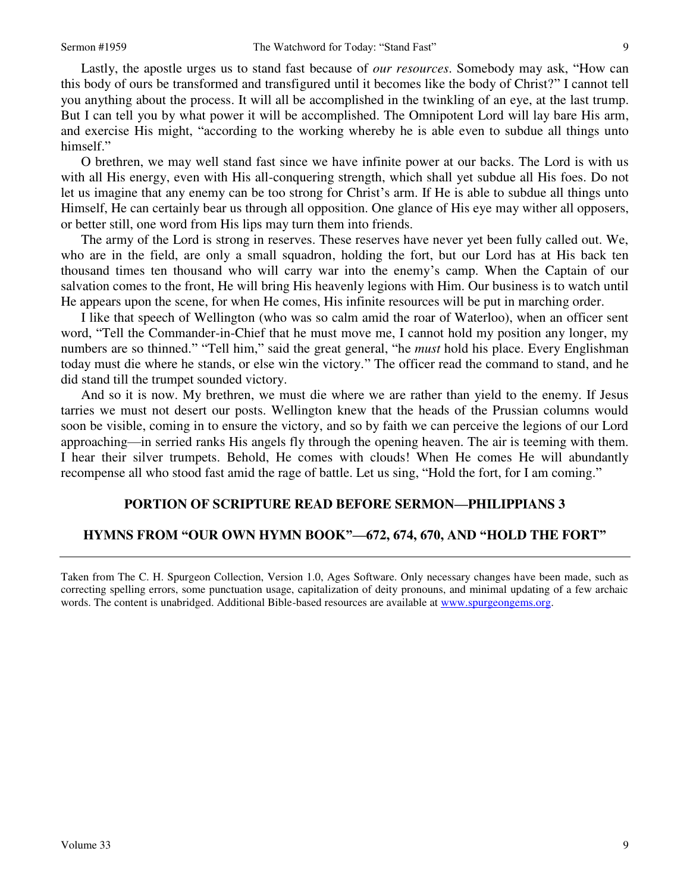Lastly, the apostle urges us to stand fast because of *our resources*. Somebody may ask, "How can this body of ours be transformed and transfigured until it becomes like the body of Christ?" I cannot tell you anything about the process. It will all be accomplished in the twinkling of an eye, at the last trump. But I can tell you by what power it will be accomplished. The Omnipotent Lord will lay bare His arm, and exercise His might, "according to the working whereby he is able even to subdue all things unto himself."

O brethren, we may well stand fast since we have infinite power at our backs. The Lord is with us with all His energy, even with His all-conquering strength, which shall yet subdue all His foes. Do not let us imagine that any enemy can be too strong for Christ's arm. If He is able to subdue all things unto Himself, He can certainly bear us through all opposition. One glance of His eye may wither all opposers, or better still, one word from His lips may turn them into friends.

The army of the Lord is strong in reserves. These reserves have never yet been fully called out. We, who are in the field, are only a small squadron, holding the fort, but our Lord has at His back ten thousand times ten thousand who will carry war into the enemy's camp. When the Captain of our salvation comes to the front, He will bring His heavenly legions with Him. Our business is to watch until He appears upon the scene, for when He comes, His infinite resources will be put in marching order.

I like that speech of Wellington (who was so calm amid the roar of Waterloo), when an officer sent word, "Tell the Commander-in-Chief that he must move me, I cannot hold my position any longer, my numbers are so thinned." "Tell him," said the great general, "he *must* hold his place. Every Englishman today must die where he stands, or else win the victory." The officer read the command to stand, and he did stand till the trumpet sounded victory.

And so it is now. My brethren, we must die where we are rather than yield to the enemy. If Jesus tarries we must not desert our posts. Wellington knew that the heads of the Prussian columns would soon be visible, coming in to ensure the victory, and so by faith we can perceive the legions of our Lord approaching—in serried ranks His angels fly through the opening heaven. The air is teeming with them. I hear their silver trumpets. Behold, He comes with clouds! When He comes He will abundantly recompense all who stood fast amid the rage of battle. Let us sing, "Hold the fort, for I am coming."

## PORTION OF SCRIPTURE READ BEFORE SERMON—PHILIPPIANS 3

## HYMNS FROM "OUR OWN HYMN BOOK"—672, 674, 670, AND "HOLD THE FORT"

---

Taken from The C. H. Spurgeon Collection, Version 1.0, Ages Software. Only necessary changes have been made, such as correcting spelling errors, some punctuation usage, capitalization of deity pronouns, and minimal updating of a few archaic words. The content is unabridged. Additional Bible-based resources are available at www.spurgeongems.org.